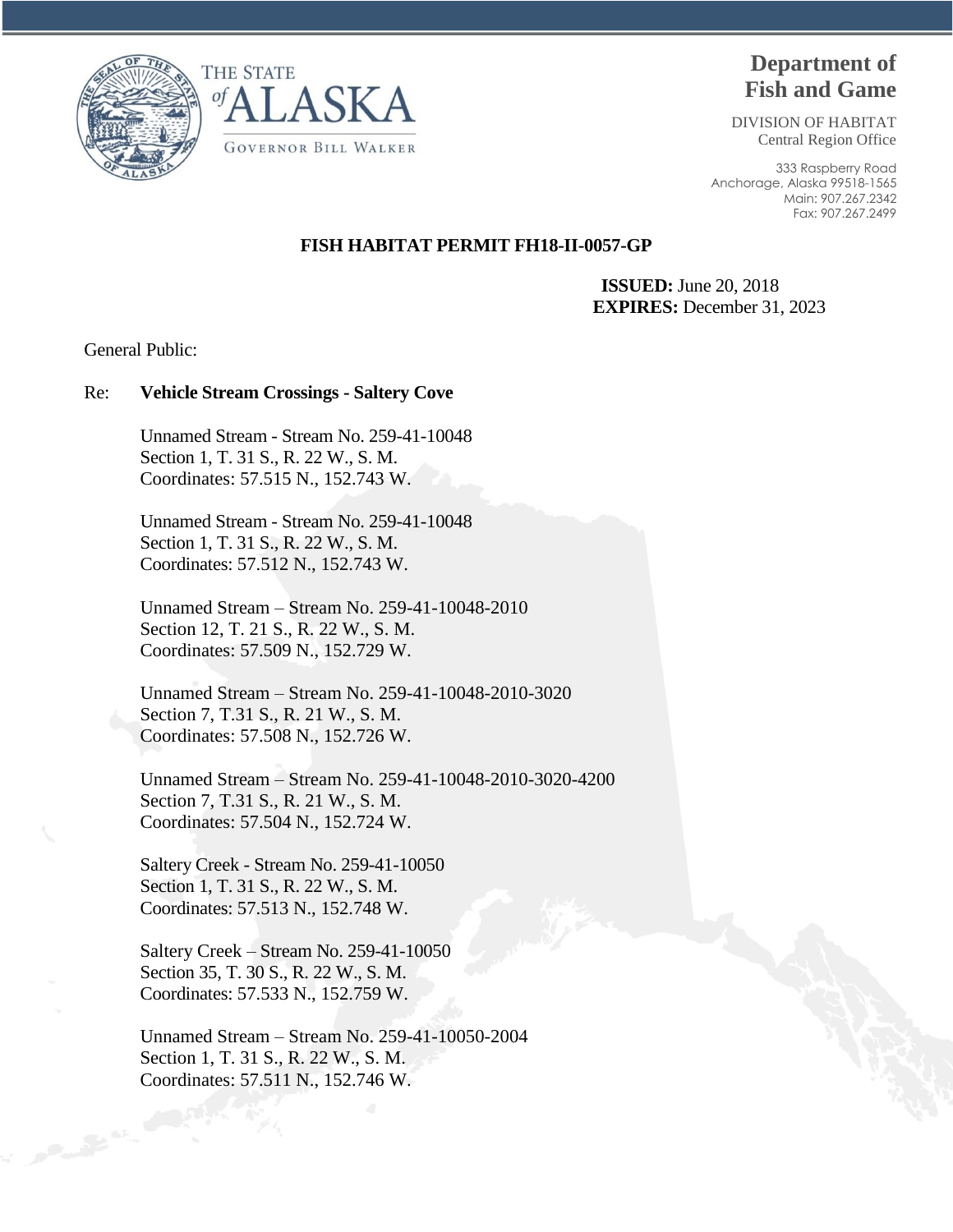THE STATE of ALASKA

GOVERNOR BILL WALKER

**Department of Fish and Game**

DIVISION OF HABITAT
Central Region Office

333 Raspberry Road
Anchorage, Alaska 99518-1565
Main: 907.267.2342
Fax: 907.267.2499

**FISH HABITAT PERMIT FH18-II-0057-GP**

**ISSUED:** June 20, 2018
**EXPIRES:** December 31, 2023

General Public:

Re: **Vehicle Stream Crossings - Saltery Cove**

Unnamed Stream - Stream No. 259-41-10048
Section 1, T. 31 S., R. 22 W., S. M.
Coordinates: 57.515 N., 152.743 W.

Unnamed Stream - Stream No. 259-41-10048
Section 1, T. 31 S., R. 22 W., S. M.
Coordinates: 57.512 N., 152.743 W.

Unnamed Stream – Stream No. 259-41-10048-2010
Section 12, T. 21 S., R. 22 W., S. M.
Coordinates: 57.509 N., 152.729 W.

Unnamed Stream – Stream No. 259-41-10048-2010-3020
Section 7, T.31 S., R. 21 W., S. M.
Coordinates: 57.508 N., 152.726 W.

Unnamed Stream – Stream No. 259-41-10048-2010-3020-4200
Section 7, T.31 S., R. 21 W., S. M.
Coordinates: 57.504 N., 152.724 W.

Saltery Creek - Stream No. 259-41-10050
Section 1, T. 31 S., R. 22 W., S. M.
Coordinates: 57.513 N., 152.748 W.

Saltery Creek – Stream No. 259-41-10050
Section 35, T. 30 S., R. 22 W., S. M.
Coordinates: 57.533 N., 152.759 W.

Unnamed Stream – Stream No. 259-41-10050-2004
Section 1, T. 31 S., R. 22 W., S. M.
Coordinates: 57.511 N., 152.746 W.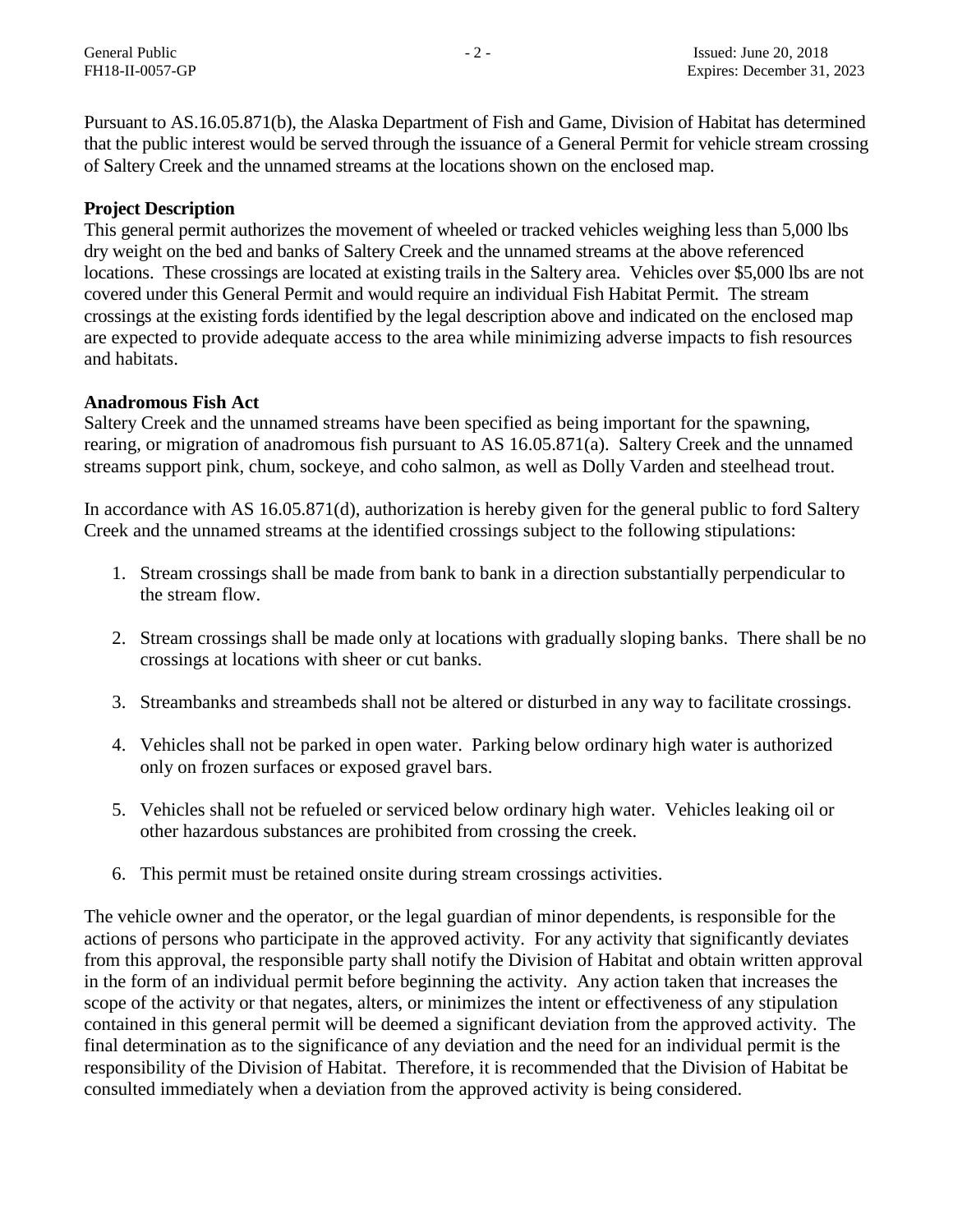Pursuant to AS.16.05.871(b), the Alaska Department of Fish and Game, Division of Habitat has determined that the public interest would be served through the issuance of a General Permit for vehicle stream crossing of Saltery Creek and the unnamed streams at the locations shown on the enclosed map.

**Project Description**

This general permit authorizes the movement of wheeled or tracked vehicles weighing less than 5,000 lbs dry weight on the bed and banks of Saltery Creek and the unnamed streams at the above referenced locations. These crossings are located at existing trails in the Saltery area. Vehicles over $5,000 lbs are not covered under this General Permit and would require an individual Fish Habitat Permit. The stream crossings at the existing fords identified by the legal description above and indicated on the enclosed map are expected to provide adequate access to the area while minimizing adverse impacts to fish resources and habitats.

**Anadromous Fish Act**

Saltery Creek and the unnamed streams have been specified as being important for the spawning, rearing, or migration of anadromous fish pursuant to AS 16.05.871(a). Saltery Creek and the unnamed streams support pink, chum, sockeye, and coho salmon, as well as Dolly Varden and steelhead trout.

In accordance with AS 16.05.871(d), authorization is hereby given for the general public to ford Saltery Creek and the unnamed streams at the identified crossings subject to the following stipulations:

1. Stream crossings shall be made from bank to bank in a direction substantially perpendicular to the stream flow.
2. Stream crossings shall be made only at locations with gradually sloping banks. There shall be no crossings at locations with sheer or cut banks.
3. Streambanks and streambeds shall not be altered or disturbed in any way to facilitate crossings.
4. Vehicles shall not be parked in open water. Parking below ordinary high water is authorized only on frozen surfaces or exposed gravel bars.
5. Vehicles shall not be refueled or serviced below ordinary high water. Vehicles leaking oil or other hazardous substances are prohibited from crossing the creek.
6. This permit must be retained onsite during stream crossings activities.

The vehicle owner and the operator, or the legal guardian of minor dependents, is responsible for the actions of persons who participate in the approved activity. For any activity that significantly deviates from this approval, the responsible party shall notify the Division of Habitat and obtain written approval in the form of an individual permit before beginning the activity. Any action taken that increases the scope of the activity or that negates, alters, or minimizes the intent or effectiveness of any stipulation contained in this general permit will be deemed a significant deviation from the approved activity. The final determination as to the significance of any deviation and the need for an individual permit is the responsibility of the Division of Habitat. Therefore, it is recommended that the Division of Habitat be consulted immediately when a deviation from the approved activity is being considered.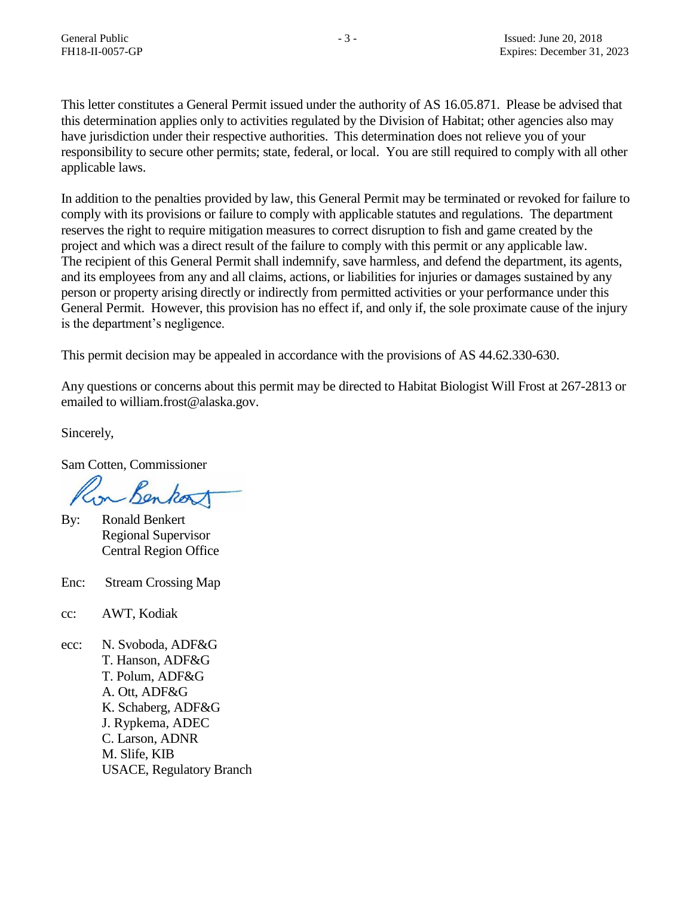This letter constitutes a General Permit issued under the authority of AS 16.05.871. Please be advised that this determination applies only to activities regulated by the Division of Habitat; other agencies also may have jurisdiction under their respective authorities. This determination does not relieve you of your responsibility to secure other permits; state, federal, or local. You are still required to comply with all other applicable laws.

In addition to the penalties provided by law, this General Permit may be terminated or revoked for failure to comply with its provisions or failure to comply with applicable statutes and regulations. The department reserves the right to require mitigation measures to correct disruption to fish and game created by the project and which was a direct result of the failure to comply with this permit or any applicable law. The recipient of this General Permit shall indemnify, save harmless, and defend the department, its agents, and its employees from any and all claims, actions, or liabilities for injuries or damages sustained by any person or property arising directly or indirectly from permitted activities or your performance under this General Permit. However, this provision has no effect if, and only if, the sole proximate cause of the injury is the department's negligence.

This permit decision may be appealed in accordance with the provisions of AS 44.62.330-630.

Any questions or concerns about this permit may be directed to Habitat Biologist Will Frost at 267-2813 or emailed to william.frost@alaska.gov.

Sincerely,

Sam Cotten, Commissioner

By: Ronald Benkert
Regional Supervisor
Central Region Office

Enc: Stream Crossing Map

cc: AWT, Kodiak

ecc: N. Svoboda, ADF&G
T. Hanson, ADF&G
T. Polum, ADF&G
A. Ott, ADF&G
K. Schaberg, ADF&G
J. Rypkema, ADEC
C. Larson, ADNR
M. Slife, KIB
USACE, Regulatory Branch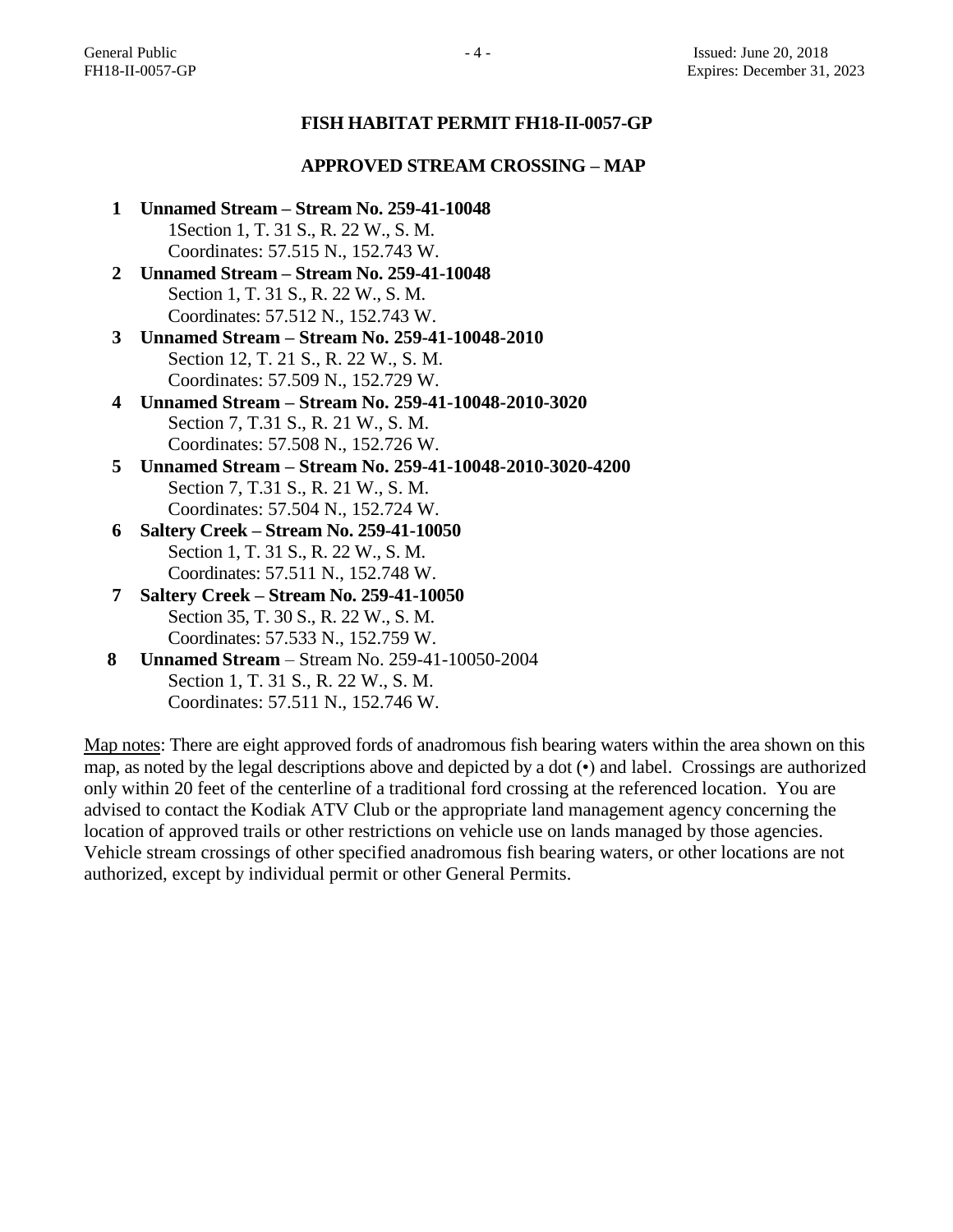**FISH HABITAT PERMIT FH18-II-0057-GP**

**APPROVED STREAM CROSSING – MAP**

1. **Unnamed Stream – Stream No. 259-41-10048**
   1Section 1, T. 31 S., R. 22 W., S. M.
   Coordinates: 57.515 N., 152.743 W.
2. **Unnamed Stream – Stream No. 259-41-10048**
   Section 1, T. 31 S., R. 22 W., S. M.
   Coordinates: 57.512 N., 152.743 W.
3. **Unnamed Stream – Stream No. 259-41-10048-2010**
   Section 12, T. 21 S., R. 22 W., S. M.
   Coordinates: 57.509 N., 152.729 W.
4. **Unnamed Stream – Stream No. 259-41-10048-2010-3020**
   Section 7, T.31 S., R. 21 W., S. M.
   Coordinates: 57.508 N., 152.726 W.
5. **Unnamed Stream – Stream No. 259-41-10048-2010-3020-4200**
   Section 7, T.31 S., R. 21 W., S. M.
   Coordinates: 57.504 N., 152.724 W.
6. **Saltery Creek – Stream No. 259-41-10050**
   Section 1, T. 31 S., R. 22 W., S. M.
   Coordinates: 57.511 N., 152.748 W.
7. **Saltery Creek – Stream No. 259-41-10050**
   Section 35, T. 30 S., R. 22 W., S. M.
   Coordinates: 57.533 N., 152.759 W.
8. **Unnamed Stream** – Stream No. 259-41-10050-2004
   Section 1, T. 31 S., R. 22 W., S. M.
   Coordinates: 57.511 N., 152.746 W.

Map notes: There are eight approved fords of anadromous fish bearing waters within the area shown on this map, as noted by the legal descriptions above and depicted by a dot (•) and label. Crossings are authorized only within 20 feet of the centerline of a traditional ford crossing at the referenced location. You are advised to contact the Kodiak ATV Club or the appropriate land management agency concerning the location of approved trails or other restrictions on vehicle use on lands managed by those agencies. Vehicle stream crossings of other specified anadromous fish bearing waters, or other locations are not authorized, except by individual permit or other General Permits.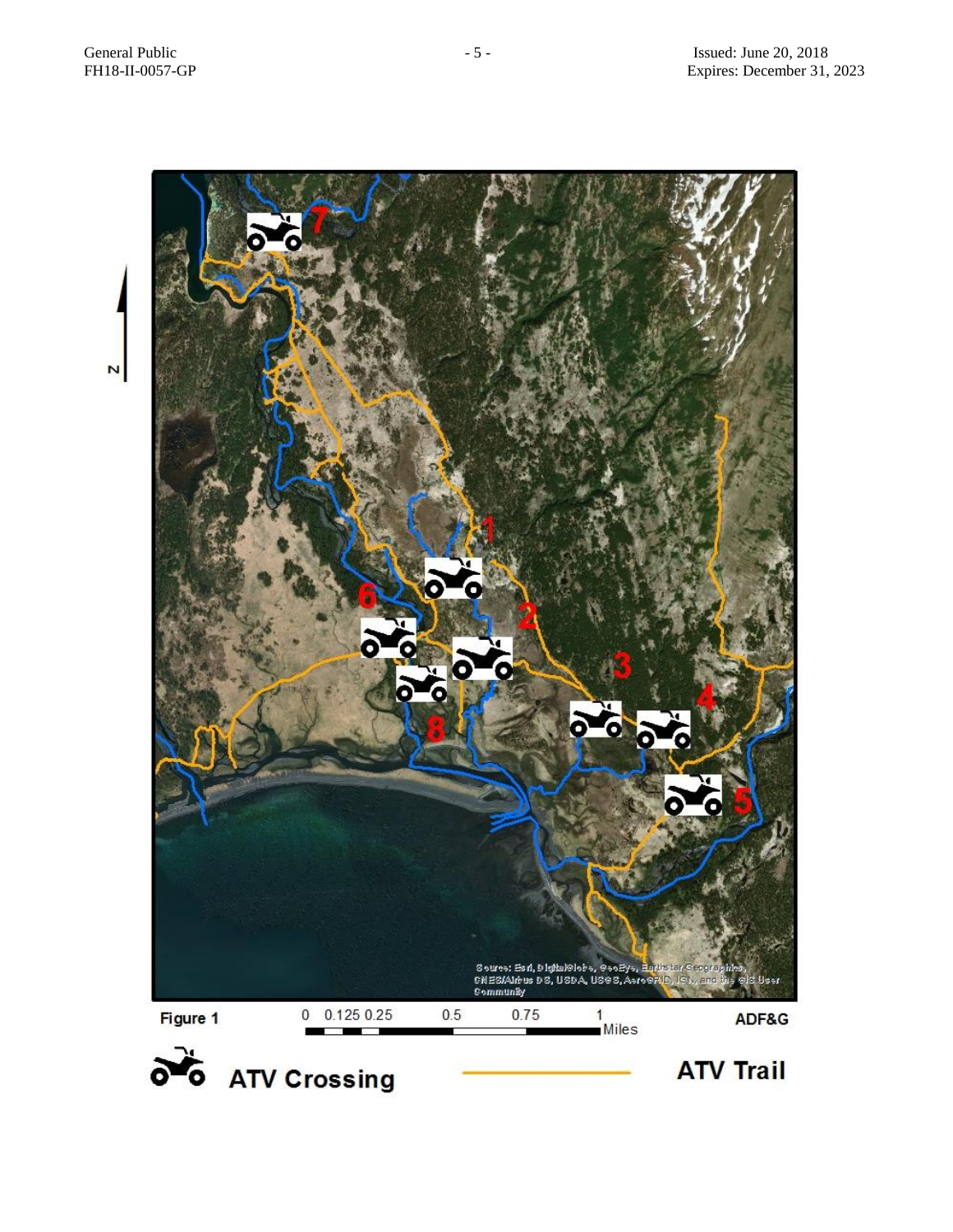N

1

2

3

4

5

6

7

8

Source: Esri, DigitalGlobe, GeoEye, Earthstar Geographics, CNES/Airbus DS, USDA, USGS, AeroGRID, IGN, and the GIS User Community

Figure 1

0 0.125 0.25 0.5 0.75 1 Miles

ADF&G

ATV Crossing

ATV Trail